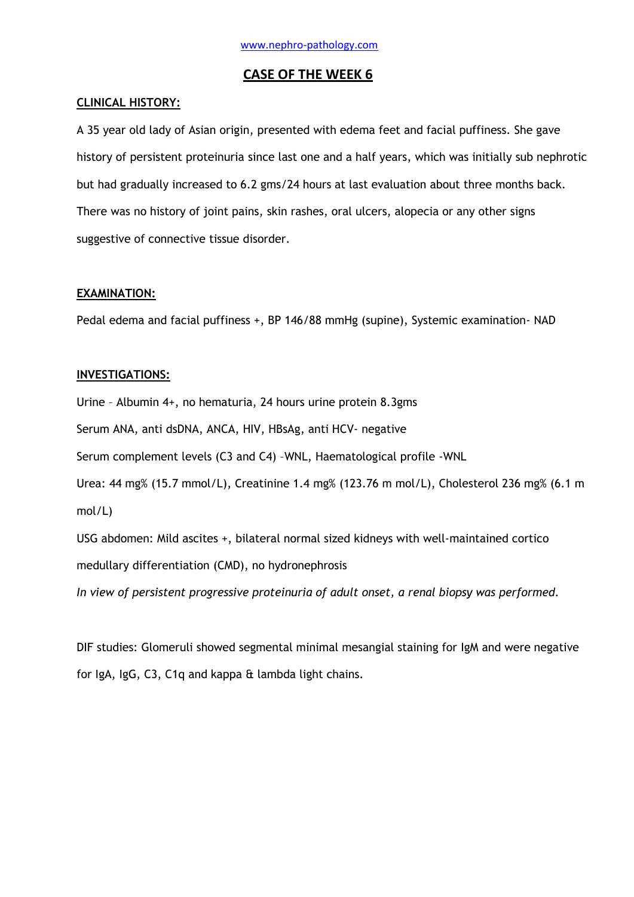www.nephro-pathology.com

# CASE OF THE WEEK 6

## CLINICAL HISTORY:

A 35 year old lady of Asian origin, presented with edema feet and facial puffiness. She gave history of persistent proteinuria since last one and a half years, which was initially sub nephrotic but had gradually increased to 6.2 gms/24 hours at last evaluation about three months back. There was no history of joint pains, skin rashes, oral ulcers, alopecia or any other signs suggestive of connective tissue disorder.

## EXAMINATION:

Pedal edema and facial puffiness +, BP 146/88 mmHg (supine), Systemic examination- NAD

## INVESTIGATIONS:

Urine – Albumin 4+, no hematuria, 24 hours urine protein 8.3gms

Serum ANA, anti dsDNA, ANCA, HIV, HBsAg, anti HCV- negative

Serum complement levels (C3 and C4) –WNL, Haematological profile -WNL

Urea: 44 mg% (15.7 mmol/L), Creatinine 1.4 mg% (123.76 m mol/L), Cholesterol 236 mg% (6.1 m mol/L)

USG abdomen: Mild ascites +, bilateral normal sized kidneys with well-maintained cortico medullary differentiation (CMD), no hydronephrosis

*In view of persistent progressive proteinuria of adult onset, a renal biopsy was performed.*

DIF studies: Glomeruli showed segmental minimal mesangial staining for IgM and were negative for IgA, IgG, C3, C1q and kappa & lambda light chains.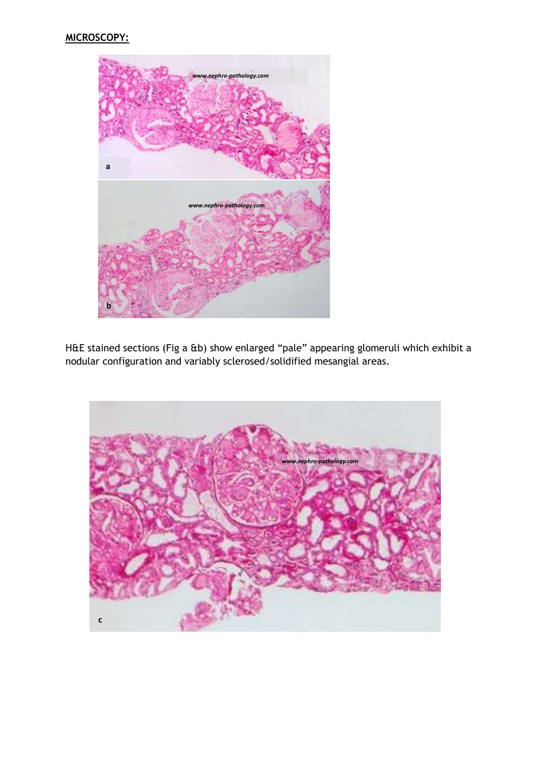**MICROSCOPY:**

H&E stained sections (Fig a &b) show enlarged "pale" appearing glomeruli which exhibit a nodular configuration and variably sclerosed/solidified mesangial areas.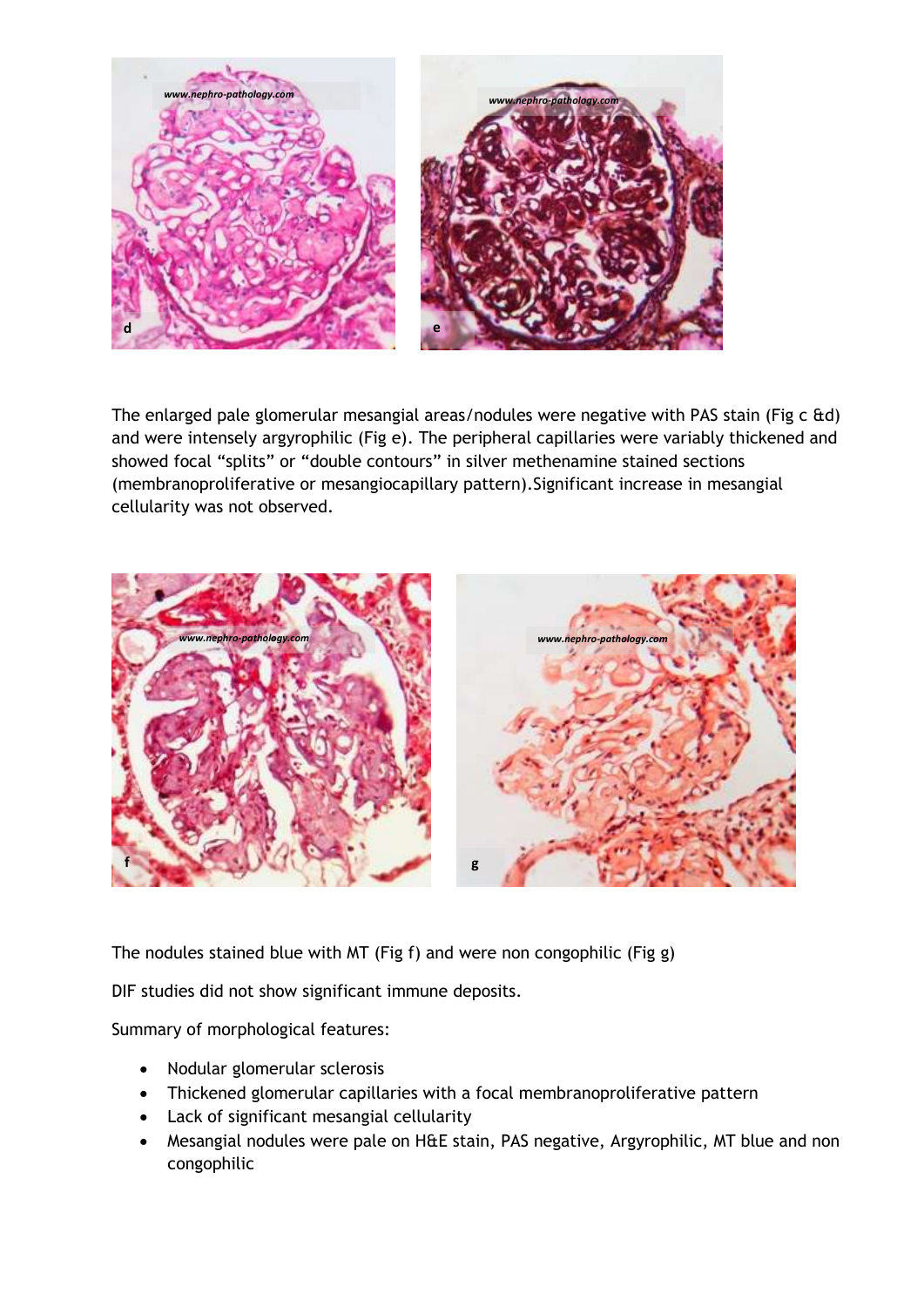The enlarged pale glomerular mesangial areas/nodules were negative with PAS stain (Fig c &d) and were intensely argyrophilic (Fig e). The peripheral capillaries were variably thickened and showed focal “splits” or “double contours” in silver methenamine stained sections (membranoproliferative or mesangiocapillary pattern).Significant increase in mesangial cellularity was not observed.

The nodules stained blue with MT (Fig f) and were non congophilic (Fig g)

DIF studies did not show significant immune deposits.

Summary of morphological features:

- Nodular glomerular sclerosis
- Thickened glomerular capillaries with a focal membranoproliferative pattern
- Lack of significant mesangial cellularity
- Mesangial nodules were pale on H&E stain, PAS negative, Argyrophilic, MT blue and non congophilic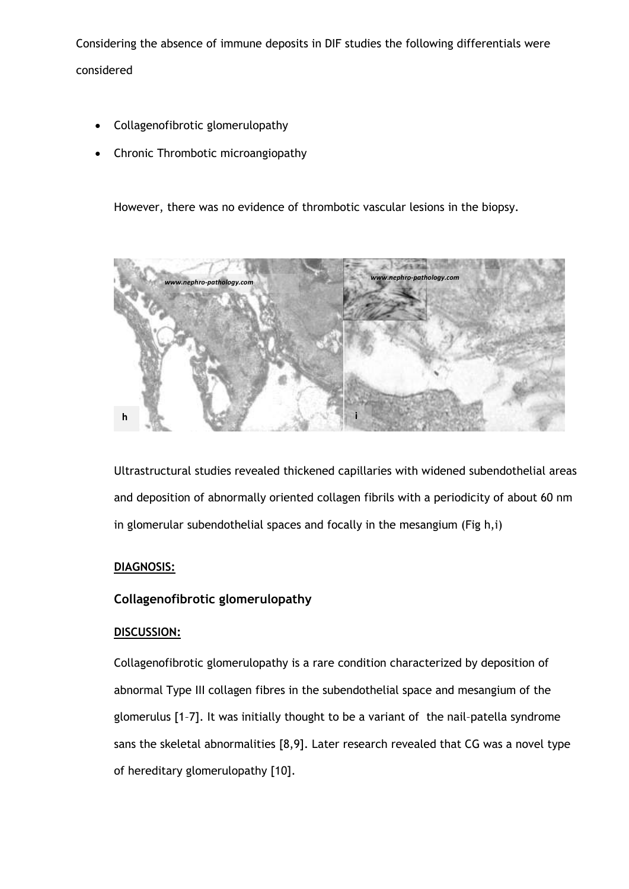Considering the absence of immune deposits in DIF studies the following differentials were considered

- Collagenofibrotic glomerulopathy
- Chronic Thrombotic microangiopathy

However, there was no evidence of thrombotic vascular lesions in the biopsy.

Ultrastructural studies revealed thickened capillaries with widened subendothelial areas and deposition of abnormally oriented collagen fibrils with a periodicity of about 60 nm in glomerular subendothelial spaces and focally in the mesangium (Fig h,i)

**DIAGNOSIS:**

### Collagenofibrotic glomerulopathy

**DISCUSSION:**

Collagenofibrotic glomerulopathy is a rare condition characterized by deposition of abnormal Type III collagen fibres in the subendothelial space and mesangium of the glomerulus [1–7]. It was initially thought to be a variant of the nail–patella syndrome sans the skeletal abnormalities [8,9]. Later research revealed that CG was a novel type of hereditary glomerulopathy [10].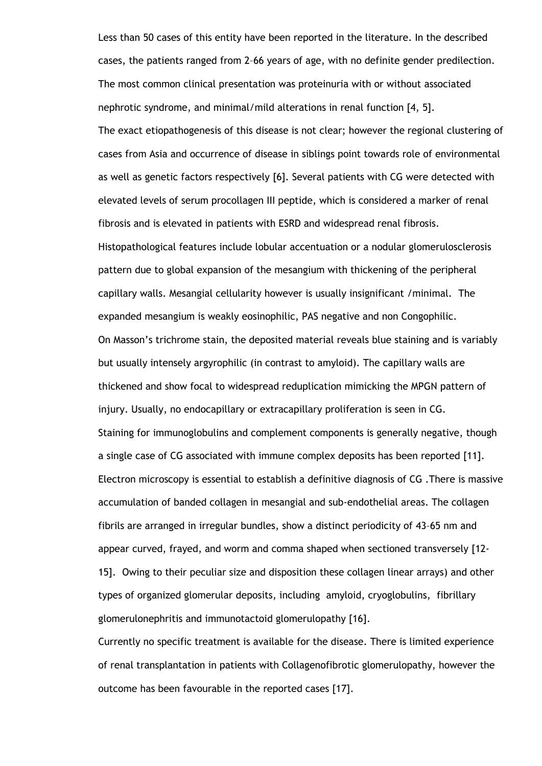Less than 50 cases of this entity have been reported in the literature. In the described cases, the patients ranged from 2–66 years of age, with no definite gender predilection. The most common clinical presentation was proteinuria with or without associated nephrotic syndrome, and minimal/mild alterations in renal function [4, 5].

The exact etiopathogenesis of this disease is not clear; however the regional clustering of cases from Asia and occurrence of disease in siblings point towards role of environmental as well as genetic factors respectively [6]. Several patients with CG were detected with elevated levels of serum procollagen III peptide, which is considered a marker of renal fibrosis and is elevated in patients with ESRD and widespread renal fibrosis.

Histopathological features include lobular accentuation or a nodular glomerulosclerosis pattern due to global expansion of the mesangium with thickening of the peripheral capillary walls. Mesangial cellularity however is usually insignificant /minimal. The expanded mesangium is weakly eosinophilic, PAS negative and non Congophilic.

On Masson's trichrome stain, the deposited material reveals blue staining and is variably but usually intensely argyrophilic (in contrast to amyloid). The capillary walls are thickened and show focal to widespread reduplication mimicking the MPGN pattern of injury. Usually, no endocapillary or extracapillary proliferation is seen in CG.

Staining for immunoglobulins and complement components is generally negative, though a single case of CG associated with immune complex deposits has been reported [11].

Electron microscopy is essential to establish a definitive diagnosis of CG .There is massive accumulation of banded collagen in mesangial and sub-endothelial areas. The collagen fibrils are arranged in irregular bundles, show a distinct periodicity of 43–65 nm and appear curved, frayed, and worm and comma shaped when sectioned transversely [12-15]. Owing to their peculiar size and disposition these collagen linear arrays) and other types of organized glomerular deposits, including amyloid, cryoglobulins, fibrillary glomerulonephritis and immunotactoid glomerulopathy [16].

Currently no specific treatment is available for the disease. There is limited experience of renal transplantation in patients with Collagenofibrotic glomerulopathy, however the outcome has been favourable in the reported cases [17].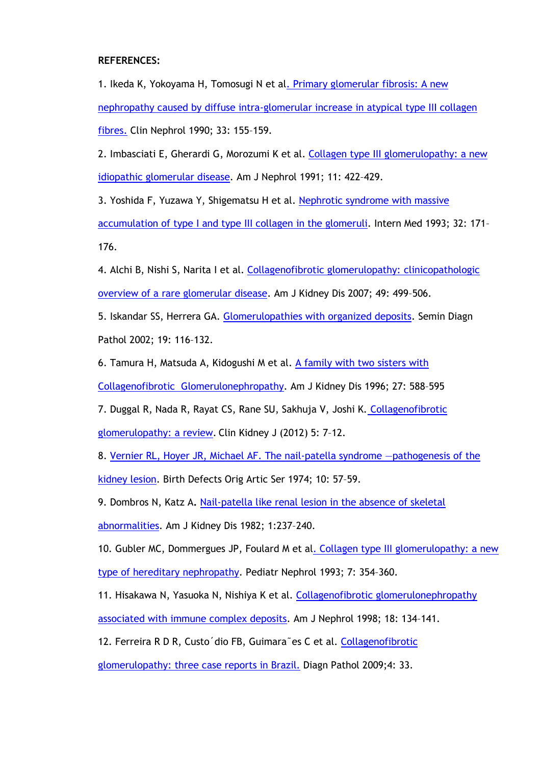**REFERENCES:**

1. Ikeda K, Yokoyama H, Tomosugi N et al. Primary glomerular fibrosis: A new nephropathy caused by diffuse intra-glomerular increase in atypical type III collagen fibres. Clin Nephrol 1990; 33: 155–159.

2. Imbasciati E, Gherardi G, Morozumi K et al. Collagen type III glomerulopathy: a new idiopathic glomerular disease. Am J Nephrol 1991; 11: 422–429.

3. Yoshida F, Yuzawa Y, Shigematsu H et al. Nephrotic syndrome with massive accumulation of type I and type III collagen in the glomeruli. Intern Med 1993; 32: 171–176.

4. Alchi B, Nishi S, Narita I et al. Collagenofibrotic glomerulopathy: clinicopathologic overview of a rare glomerular disease. Am J Kidney Dis 2007; 49: 499–506.

5. Iskandar SS, Herrera GA. Glomerulopathies with organized deposits. Semin Diagn Pathol 2002; 19: 116–132.

6. Tamura H, Matsuda A, Kidogushi M et al. A family with two sisters with Collagenofibrotic Glomerulonephropathy. Am J Kidney Dis 1996; 27: 588–595

7. Duggal R, Nada R, Rayat CS, Rane SU, Sakhuja V, Joshi K. Collagenofibrotic glomerulopathy: a review. Clin Kidney J (2012) 5: 7–12.

8. Vernier RL, Hoyer JR, Michael AF. The nail-patella syndrome —pathogenesis of the kidney lesion. Birth Defects Orig Artic Ser 1974; 10: 57–59.

9. Dombros N, Katz A. Nail-patella like renal lesion in the absence of skeletal abnormalities. Am J Kidney Dis 1982; 1:237–240.

10. Gubler MC, Dommergues JP, Foulard M et al. Collagen type III glomerulopathy: a new type of hereditary nephropathy. Pediatr Nephrol 1993; 7: 354–360.

11. Hisakawa N, Yasuoka N, Nishiya K et al. Collagenofibrotic glomerulonephropathy associated with immune complex deposits. Am J Nephrol 1998; 18: 134–141.

12. Ferreira R D R, Custo´dio FB, Guimara˜es C et al. Collagenofibrotic glomerulopathy: three case reports in Brazil. Diagn Pathol 2009;4: 33.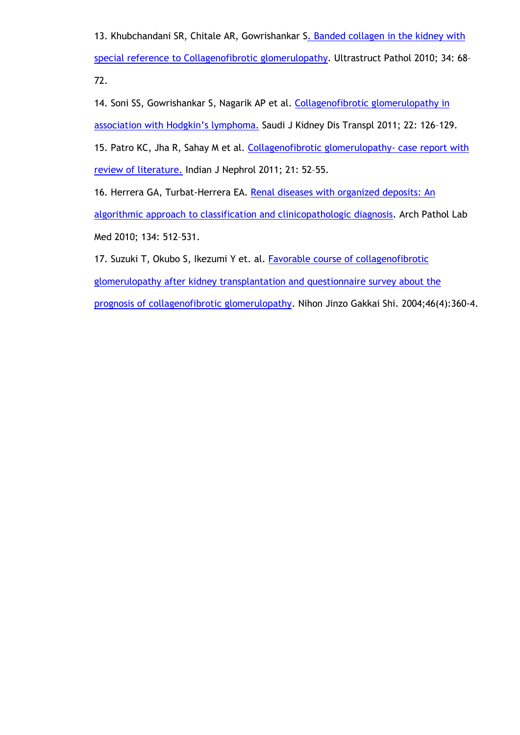13. Khubchandani SR, Chitale AR, Gowrishankar S. Banded collagen in the kidney with special reference to Collagenofibrotic glomerulopathy. Ultrastruct Pathol 2010; 34: 68–72.

14. Soni SS, Gowrishankar S, Nagarik AP et al. Collagenofibrotic glomerulopathy in association with Hodgkin's lymphoma. Saudi J Kidney Dis Transpl 2011; 22: 126–129.

15. Patro KC, Jha R, Sahay M et al. Collagenofibrotic glomerulopathy- case report with review of literature. Indian J Nephrol 2011; 21: 52–55.

16. Herrera GA, Turbat-Herrera EA. Renal diseases with organized deposits: An algorithmic approach to classification and clinicopathologic diagnosis. Arch Pathol Lab Med 2010; 134: 512–531.

17. Suzuki T, Okubo S, Ikezumi Y et. al. Favorable course of collagenofibrotic glomerulopathy after kidney transplantation and questionnaire survey about the prognosis of collagenofibrotic glomerulopathy. Nihon Jinzo Gakkai Shi. 2004;46(4):360-4.